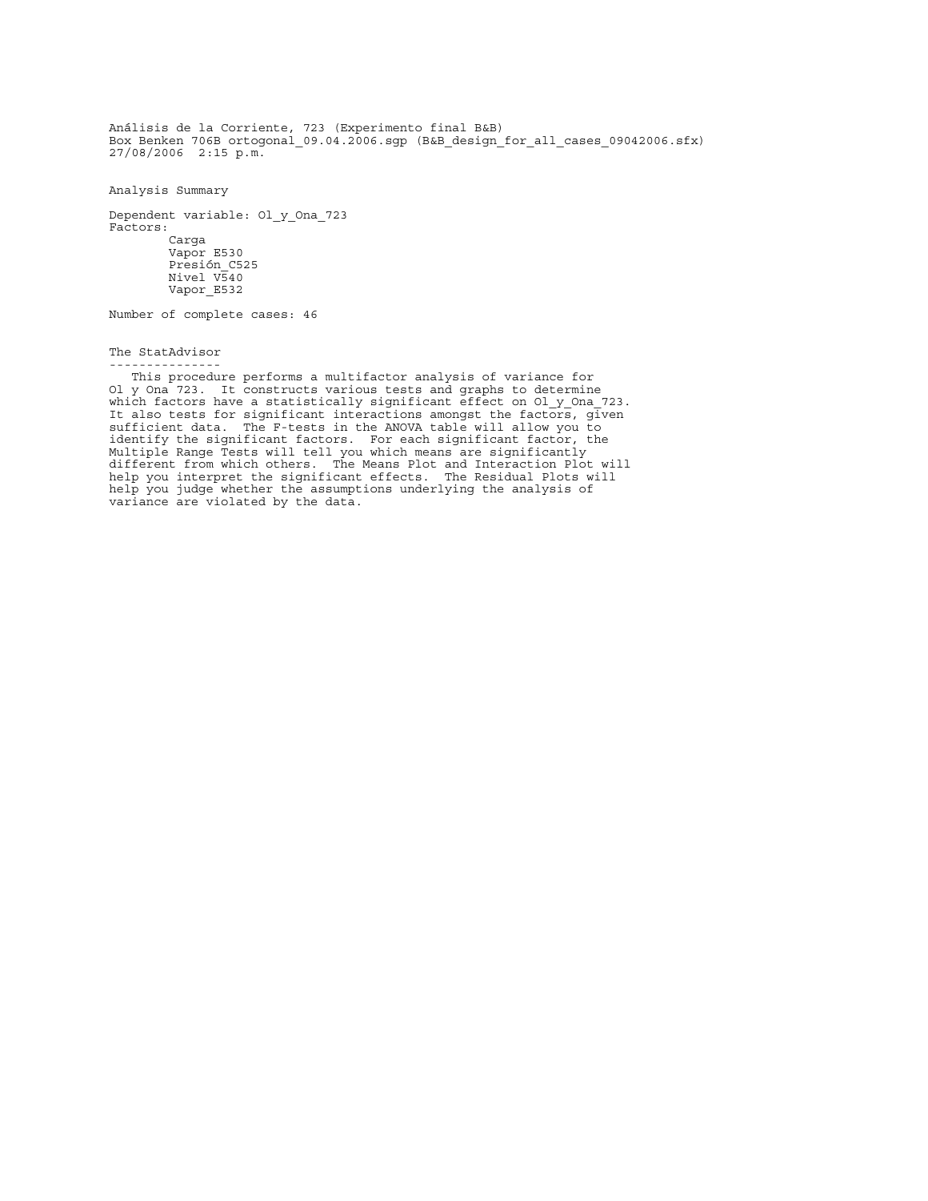Análisis de la Corriente, 723 (Experimento final B&B)
Box Benken 706B ortogonal_09.04.2006.sgp (B&B_design_for_all_cases_09042006.sfx)
27/08/2006 2:15 p.m.

## Analysis Summary

Dependent variable: Ol_y_Ona_723
Factors:
- Carga
- Vapor E530
- Presión_C525
- Nivel V540
- Vapor_E532

Number of complete cases: 46

## The StatAdvisor

This procedure performs a multifactor analysis of variance for Ol y Ona 723. It constructs various tests and graphs to determine which factors have a statistically significant effect on Ol_y_Ona_723. It also tests for significant interactions amongst the factors, given sufficient data. The F-tests in the ANOVA table will allow you to identify the significant factors. For each significant factor, the Multiple Range Tests will tell you which means are significantly different from which others. The Means Plot and Interaction Plot will help you interpret the significant effects. The Residual Plots will help you judge whether the assumptions underlying the analysis of variance are violated by the data.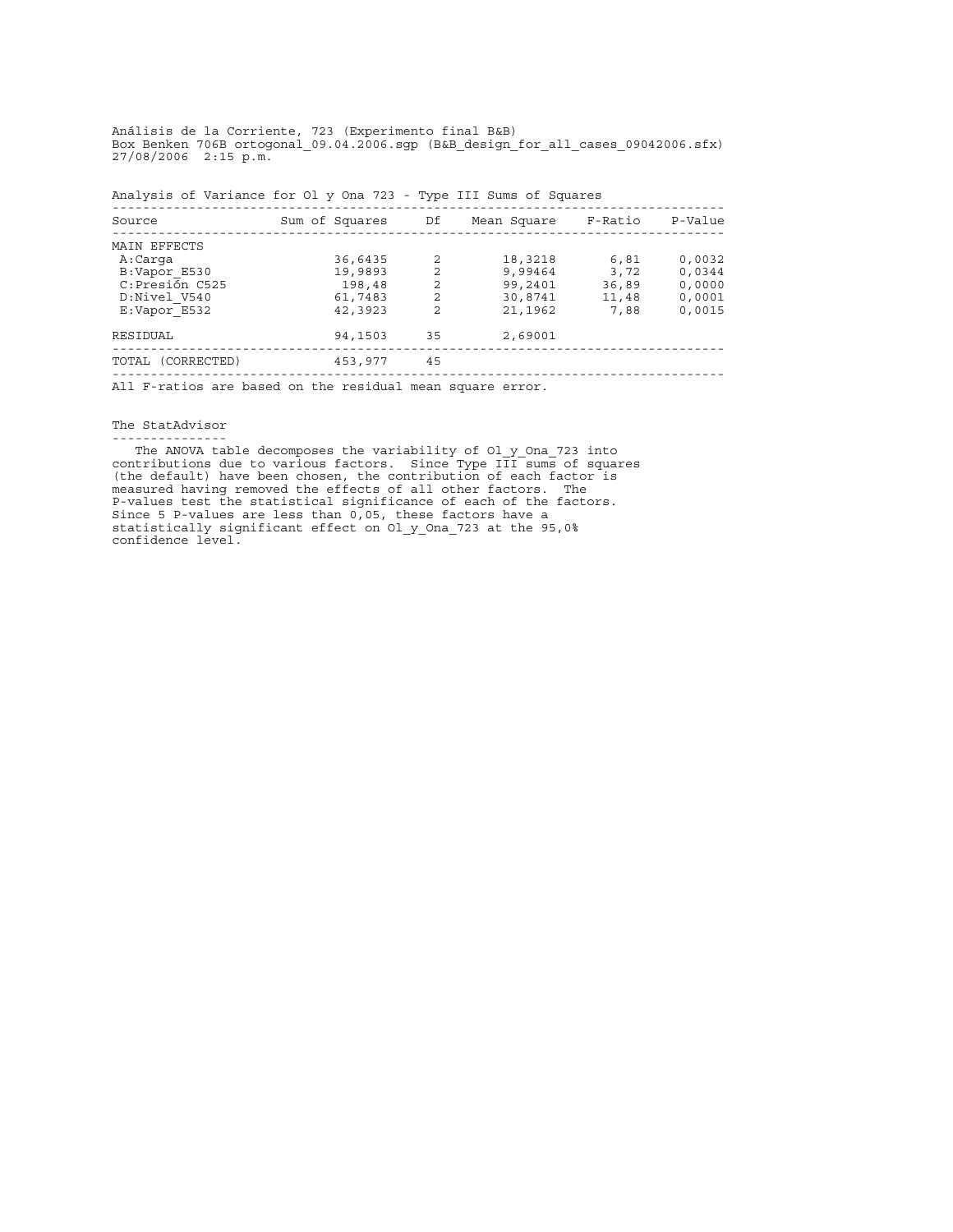Análisis de la Corriente, 723 (Experimento final B&B)
Box Benken 706B ortogonal_09.04.2006.sgp (B&B_design_for_all_cases_09042006.sfx)
27/08/2006 2:15 p.m.

Analysis of Variance for Ol y Ona 723 - Type III Sums of Squares

| Source | Sum of Squares | Df | Mean Square | F-Ratio | P-Value |
|---|---|---|---|---|---|
| MAIN EFFECTS | | | | | |
| A:Carga | 36,6435 | 2 | 18,3218 | 6,81 | 0,0032 |
| B:Vapor_E530 | 19,9893 | 2 | 9,99464 | 3,72 | 0,0344 |
| C:Presión C525 | 198,48 | 2 | 99,2401 | 36,89 | 0,0000 |
| D:Nivel_V540 | 61,7483 | 2 | 30,8741 | 11,48 | 0,0001 |
| E:Vapor_E532 | 42,3923 | 2 | 21,1962 | 7,88 | 0,0015 |
| RESIDUAL | 94,1503 | 35 | 2,69001 | | |
| TOTAL (CORRECTED) | 453,977 | 45 | | | |

All F-ratios are based on the residual mean square error.

The StatAdvisor

The ANOVA table decomposes the variability of Ol_y_Ona_723 into contributions due to various factors. Since Type III sums of squares (the default) have been chosen, the contribution of each factor is measured having removed the effects of all other factors. The P-values test the statistical significance of each of the factors. Since 5 P-values are less than 0,05, these factors have a statistically significant effect on Ol_y_Ona_723 at the 95,0% confidence level.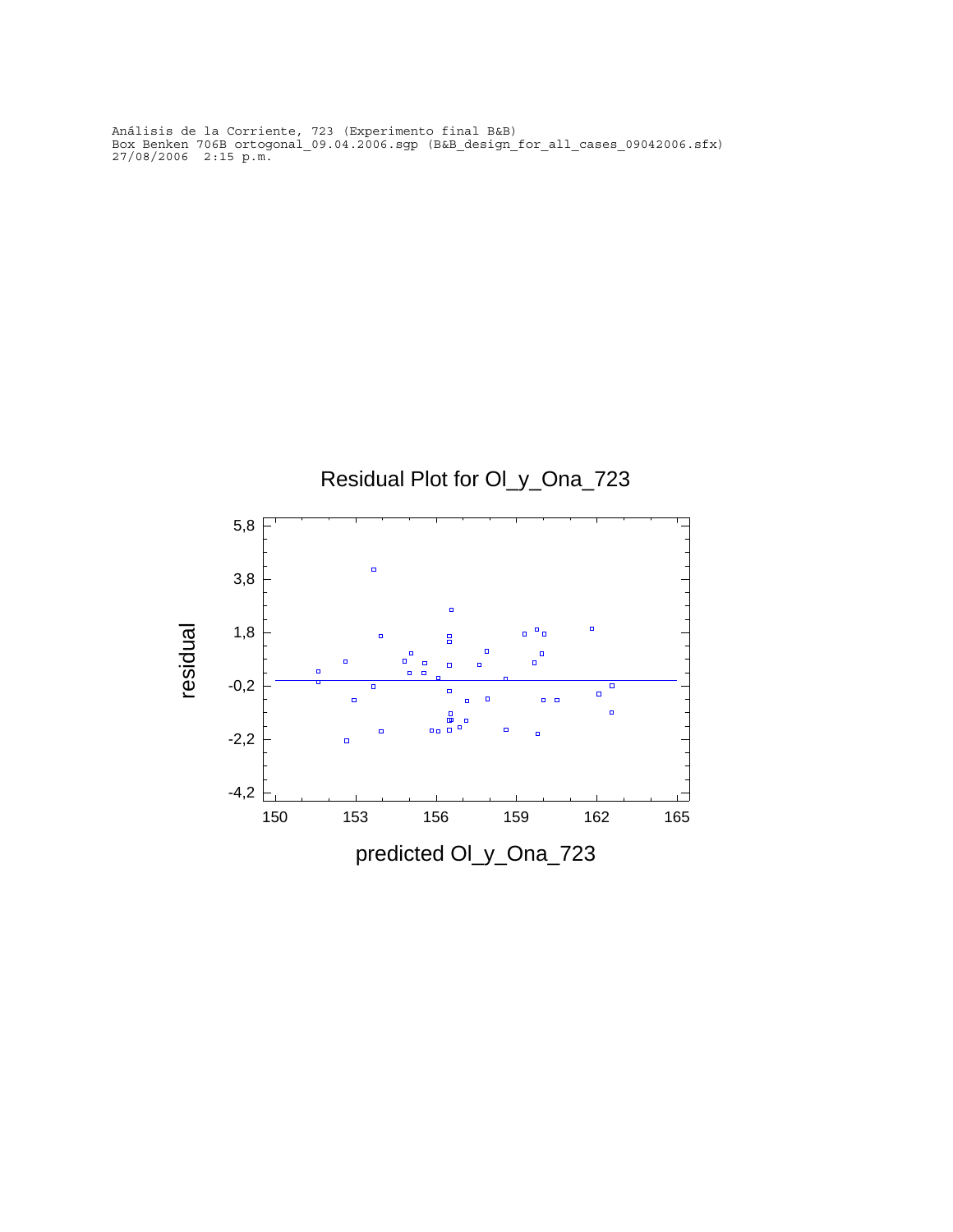Análisis de la Corriente, 723 (Experimento final B&B)
Box Benken 706B ortogonal_09.04.2006.sgp (B&B_design_for_all_cases_09042006.sfx)
27/08/2006  2:15 p.m.

Residual Plot for Ol_y_Ona_723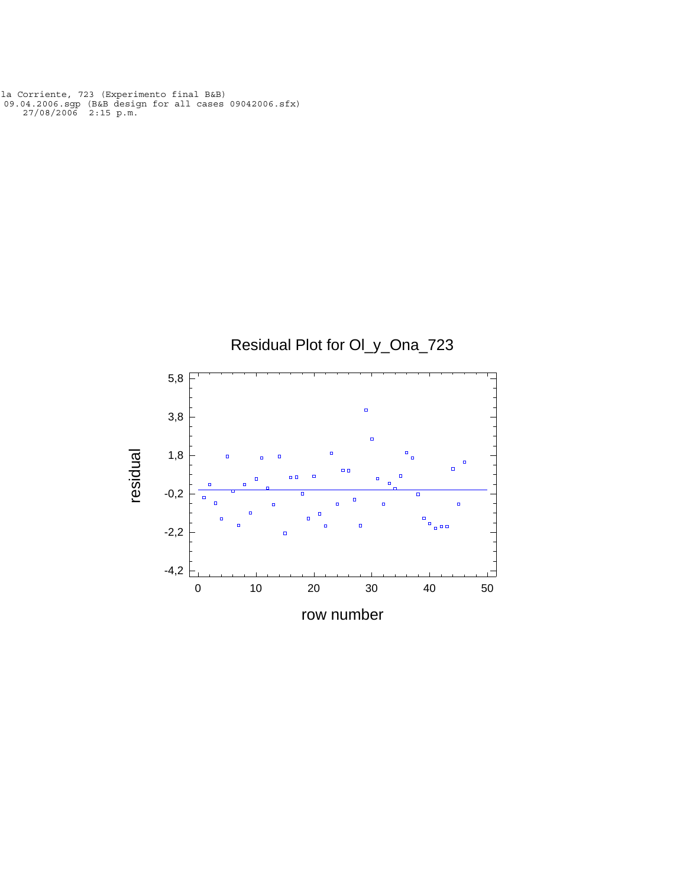la Corriente, 723 (Experimento final B&B)
09.04.2006.sgp (B&B design for all cases 09042006.sfx)
27/08/2006  2:15 p.m.

Residual Plot for Ol_y_Ona_723

residual

5,8
3,8
1,8
-0,2
-2,2
-4,2

0
10
20
30
40
50

row number